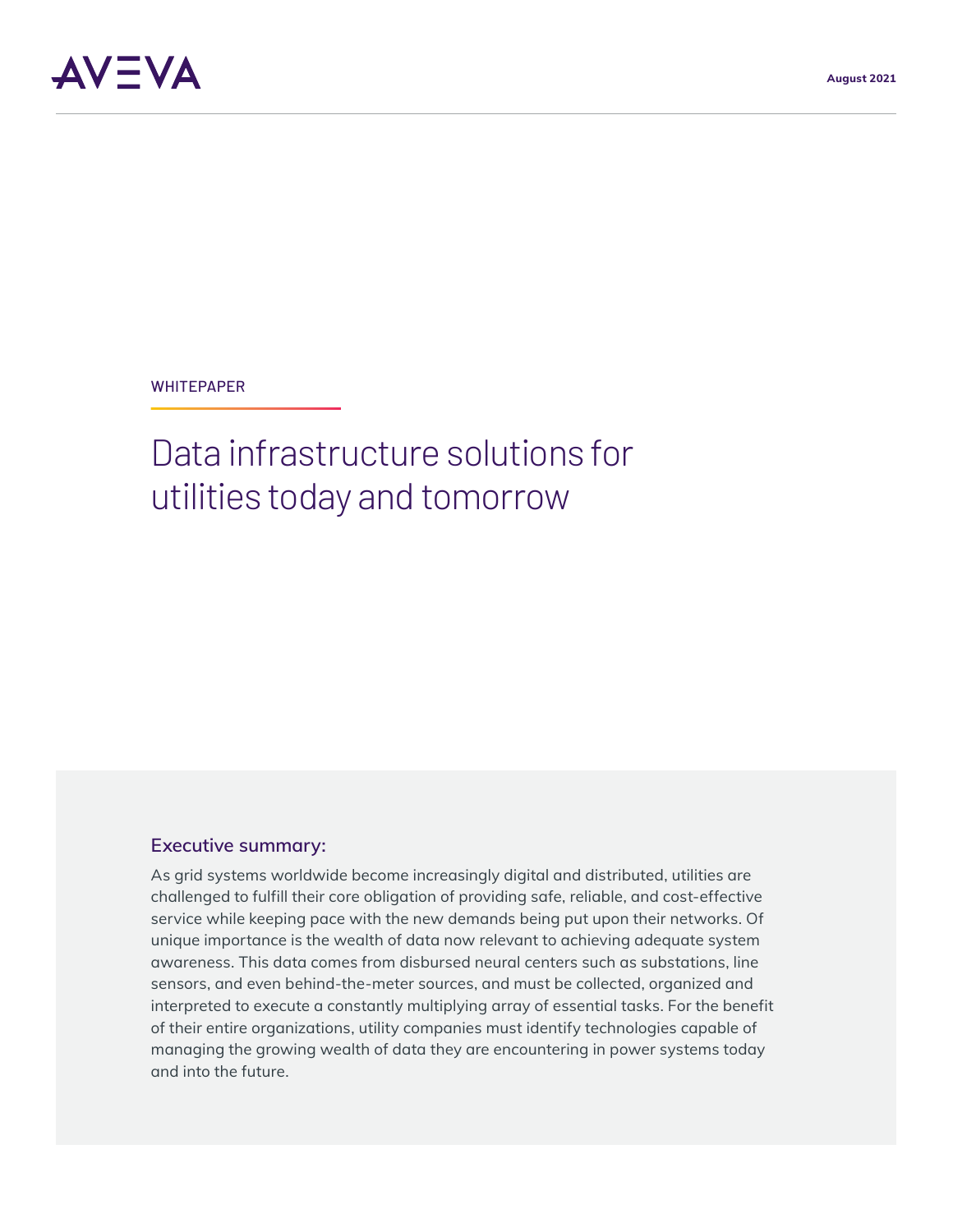AVEVA

August 2021

WHITEPAPER

# Data infrastructure solutions for utilities today and tomorrow

## Executive summary:

As grid systems worldwide become increasingly digital and distributed, utilities are challenged to fulfill their core obligation of providing safe, reliable, and cost-effective service while keeping pace with the new demands being put upon their networks. Of unique importance is the wealth of data now relevant to achieving adequate system awareness. This data comes from disbursed neural centers such as substations, line sensors, and even behind-the-meter sources, and must be collected, organized and interpreted to execute a constantly multiplying array of essential tasks. For the benefit of their entire organizations, utility companies must identify technologies capable of managing the growing wealth of data they are encountering in power systems today and into the future.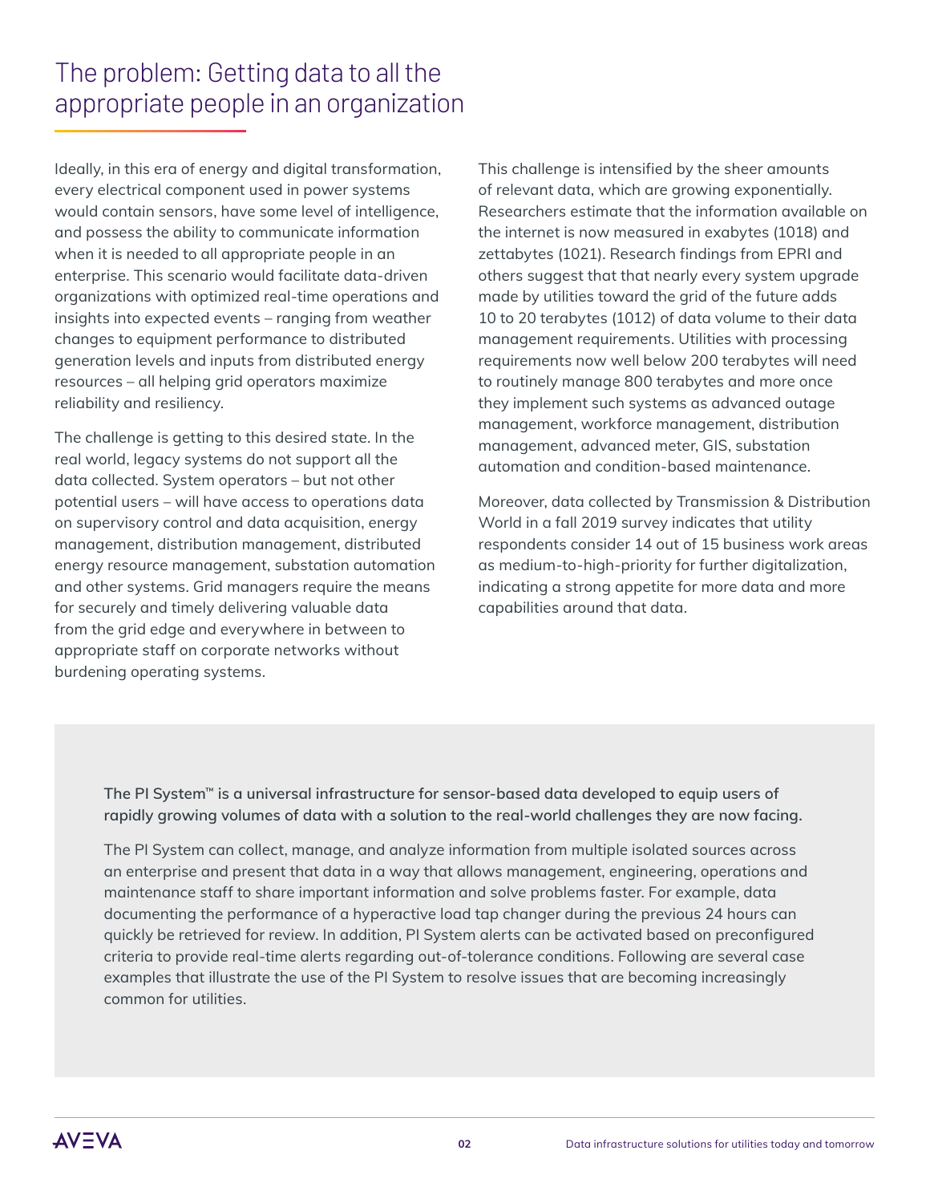# The problem: Getting data to all the appropriate people in an organization

Ideally, in this era of energy and digital transformation, every electrical component used in power systems would contain sensors, have some level of intelligence, and possess the ability to communicate information when it is needed to all appropriate people in an enterprise. This scenario would facilitate data-driven organizations with optimized real-time operations and insights into expected events – ranging from weather changes to equipment performance to distributed generation levels and inputs from distributed energy resources – all helping grid operators maximize reliability and resiliency.

The challenge is getting to this desired state. In the real world, legacy systems do not support all the data collected. System operators – but not other potential users – will have access to operations data on supervisory control and data acquisition, energy management, distribution management, distributed energy resource management, substation automation and other systems. Grid managers require the means for securely and timely delivering valuable data from the grid edge and everywhere in between to appropriate staff on corporate networks without burdening operating systems.

This challenge is intensified by the sheer amounts of relevant data, which are growing exponentially. Researchers estimate that the information available on the internet is now measured in exabytes (1018) and zettabytes (1021). Research findings from EPRI and others suggest that that nearly every system upgrade made by utilities toward the grid of the future adds 10 to 20 terabytes (1012) of data volume to their data management requirements. Utilities with processing requirements now well below 200 terabytes will need to routinely manage 800 terabytes and more once they implement such systems as advanced outage management, workforce management, distribution management, advanced meter, GIS, substation automation and condition-based maintenance.

Moreover, data collected by Transmission & Distribution World in a fall 2019 survey indicates that utility respondents consider 14 out of 15 business work areas as medium-to-high-priority for further digitalization, indicating a strong appetite for more data and more capabilities around that data.

**The PI System™ is a universal infrastructure for sensor-based data developed to equip users of rapidly growing volumes of data with a solution to the real-world challenges they are now facing.**

The PI System can collect, manage, and analyze information from multiple isolated sources across an enterprise and present that data in a way that allows management, engineering, operations and maintenance staff to share important information and solve problems faster. For example, data documenting the performance of a hyperactive load tap changer during the previous 24 hours can quickly be retrieved for review. In addition, PI System alerts can be activated based on preconfigured criteria to provide real-time alerts regarding out-of-tolerance conditions. Following are several case examples that illustrate the use of the PI System to resolve issues that are becoming increasingly common for utilities.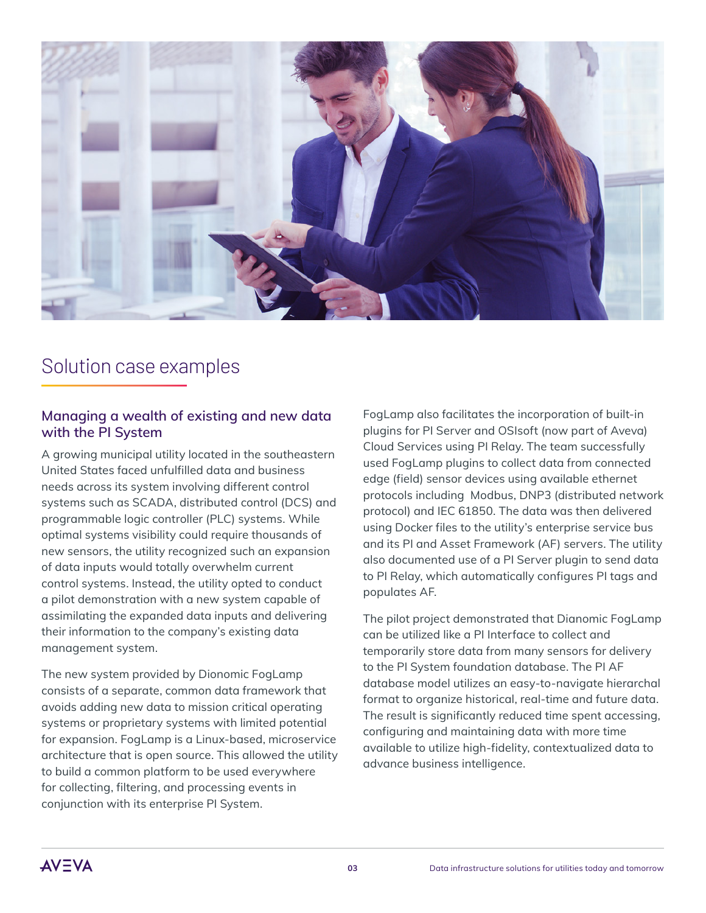# Solution case examples

## Managing a wealth of existing and new data with the PI System

A growing municipal utility located in the southeastern United States faced unfulfilled data and business needs across its system involving different control systems such as SCADA, distributed control (DCS) and programmable logic controller (PLC) systems. While optimal systems visibility could require thousands of new sensors, the utility recognized such an expansion of data inputs would totally overwhelm current control systems. Instead, the utility opted to conduct a pilot demonstration with a new system capable of assimilating the expanded data inputs and delivering their information to the company's existing data management system.

The new system provided by Dionomic FogLamp consists of a separate, common data framework that avoids adding new data to mission critical operating systems or proprietary systems with limited potential for expansion. FogLamp is a Linux-based, microservice architecture that is open source. This allowed the utility to build a common platform to be used everywhere for collecting, filtering, and processing events in conjunction with its enterprise PI System.

FogLamp also facilitates the incorporation of built-in plugins for PI Server and OSIsoft (now part of Aveva) Cloud Services using PI Relay. The team successfully used FogLamp plugins to collect data from connected edge (field) sensor devices using available ethernet protocols including Modbus, DNP3 (distributed network protocol) and IEC 61850. The data was then delivered using Docker files to the utility's enterprise service bus and its PI and Asset Framework (AF) servers. The utility also documented use of a PI Server plugin to send data to PI Relay, which automatically configures PI tags and populates AF.

The pilot project demonstrated that Dianomic FogLamp can be utilized like a PI Interface to collect and temporarily store data from many sensors for delivery to the PI System foundation database. The PI AF database model utilizes an easy-to-navigate hierarchal format to organize historical, real-time and future data. The result is significantly reduced time spent accessing, configuring and maintaining data with more time available to utilize high-fidelity, contextualized data to advance business intelligence.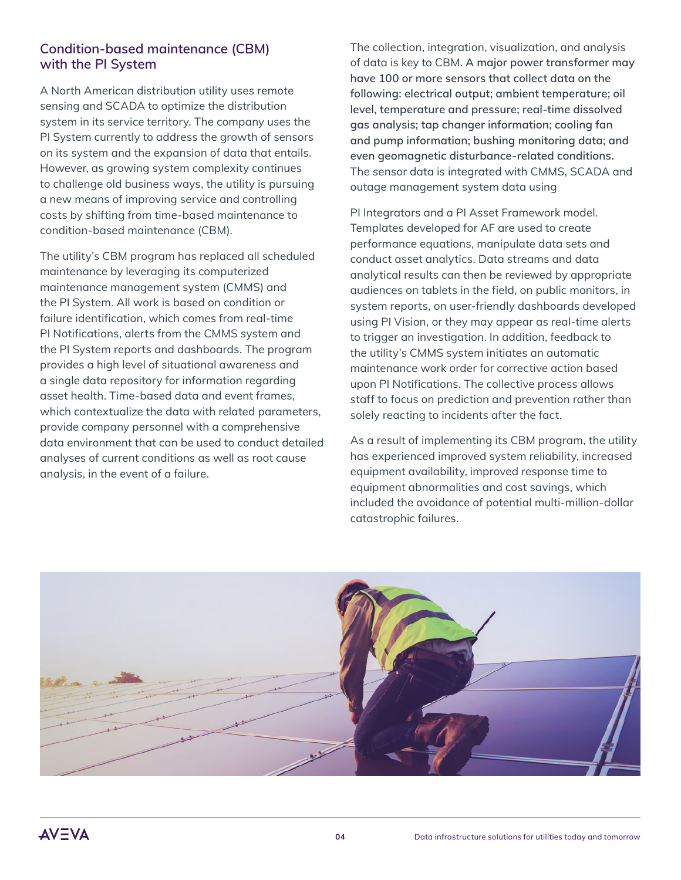## Condition-based maintenance (CBM) with the PI System

A North American distribution utility uses remote sensing and SCADA to optimize the distribution system in its service territory. The company uses the PI System currently to address the growth of sensors on its system and the expansion of data that entails. However, as growing system complexity continues to challenge old business ways, the utility is pursuing a new means of improving service and controlling costs by shifting from time-based maintenance to condition-based maintenance (CBM).

The utility's CBM program has replaced all scheduled maintenance by leveraging its computerized maintenance management system (CMMS) and the PI System. All work is based on condition or failure identification, which comes from real-time PI Notifications, alerts from the CMMS system and the PI System reports and dashboards. The program provides a high level of situational awareness and a single data repository for information regarding asset health. Time-based data and event frames, which contextualize the data with related parameters, provide company personnel with a comprehensive data environment that can be used to conduct detailed analyses of current conditions as well as root cause analysis, in the event of a failure.

The collection, integration, visualization, and analysis of data is key to CBM. **A major power transformer may have 100 or more sensors that collect data on the following: electrical output; ambient temperature; oil level, temperature and pressure; real-time dissolved gas analysis; tap changer information; cooling fan and pump information; bushing monitoring data; and even geomagnetic disturbance-related conditions.** The sensor data is integrated with CMMS, SCADA and outage management system data using

PI Integrators and a PI Asset Framework model. Templates developed for AF are used to create performance equations, manipulate data sets and conduct asset analytics. Data streams and data analytical results can then be reviewed by appropriate audiences on tablets in the field, on public monitors, in system reports, on user-friendly dashboards developed using PI Vision, or they may appear as real-time alerts to trigger an investigation. In addition, feedback to the utility's CMMS system initiates an automatic maintenance work order for corrective action based upon PI Notifications. The collective process allows staff to focus on prediction and prevention rather than solely reacting to incidents after the fact.

As a result of implementing its CBM program, the utility has experienced improved system reliability, increased equipment availability, improved response time to equipment abnormalities and cost savings, which included the avoidance of potential multi-million-dollar catastrophic failures.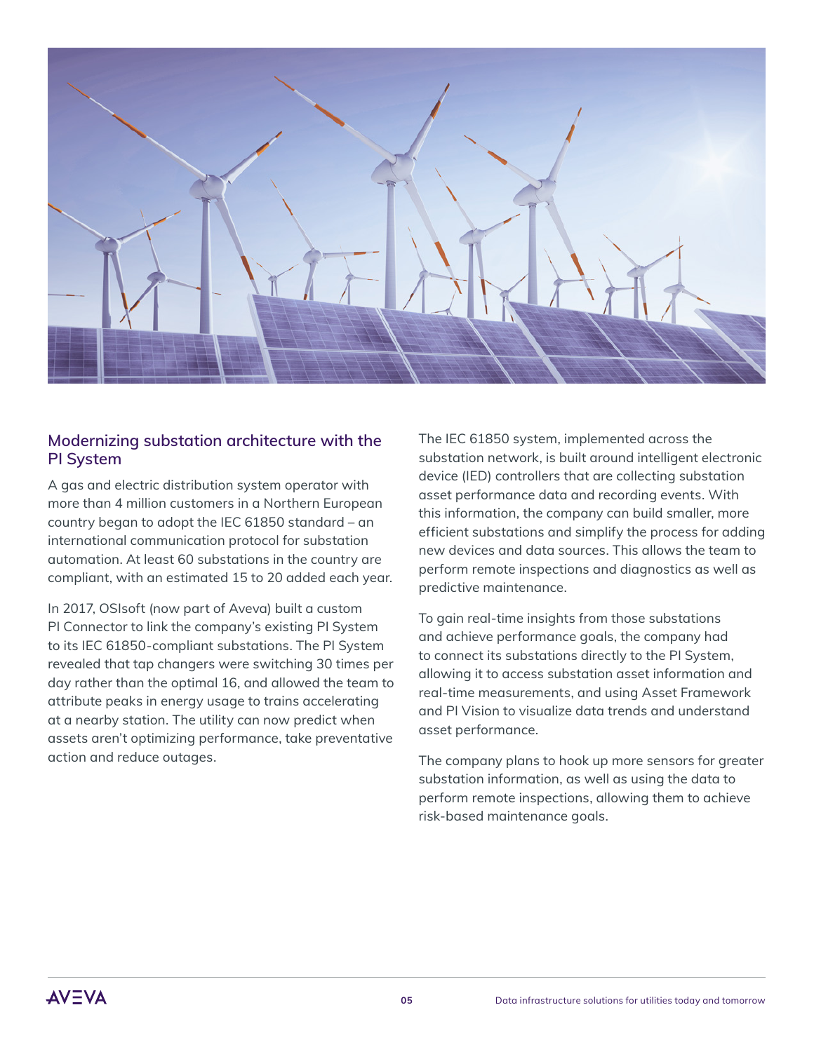## Modernizing substation architecture with the PI System

A gas and electric distribution system operator with more than 4 million customers in a Northern European country began to adopt the IEC 61850 standard – an international communication protocol for substation automation. At least 60 substations in the country are compliant, with an estimated 15 to 20 added each year.

In 2017, OSIsoft (now part of Aveva) built a custom PI Connector to link the company's existing PI System to its IEC 61850-compliant substations. The PI System revealed that tap changers were switching 30 times per day rather than the optimal 16, and allowed the team to attribute peaks in energy usage to trains accelerating at a nearby station. The utility can now predict when assets aren't optimizing performance, take preventative action and reduce outages.

The IEC 61850 system, implemented across the substation network, is built around intelligent electronic device (IED) controllers that are collecting substation asset performance data and recording events. With this information, the company can build smaller, more efficient substations and simplify the process for adding new devices and data sources. This allows the team to perform remote inspections and diagnostics as well as predictive maintenance.

To gain real-time insights from those substations and achieve performance goals, the company had to connect its substations directly to the PI System, allowing it to access substation asset information and real-time measurements, and using Asset Framework and PI Vision to visualize data trends and understand asset performance.

The company plans to hook up more sensors for greater substation information, as well as using the data to perform remote inspections, allowing them to achieve risk-based maintenance goals.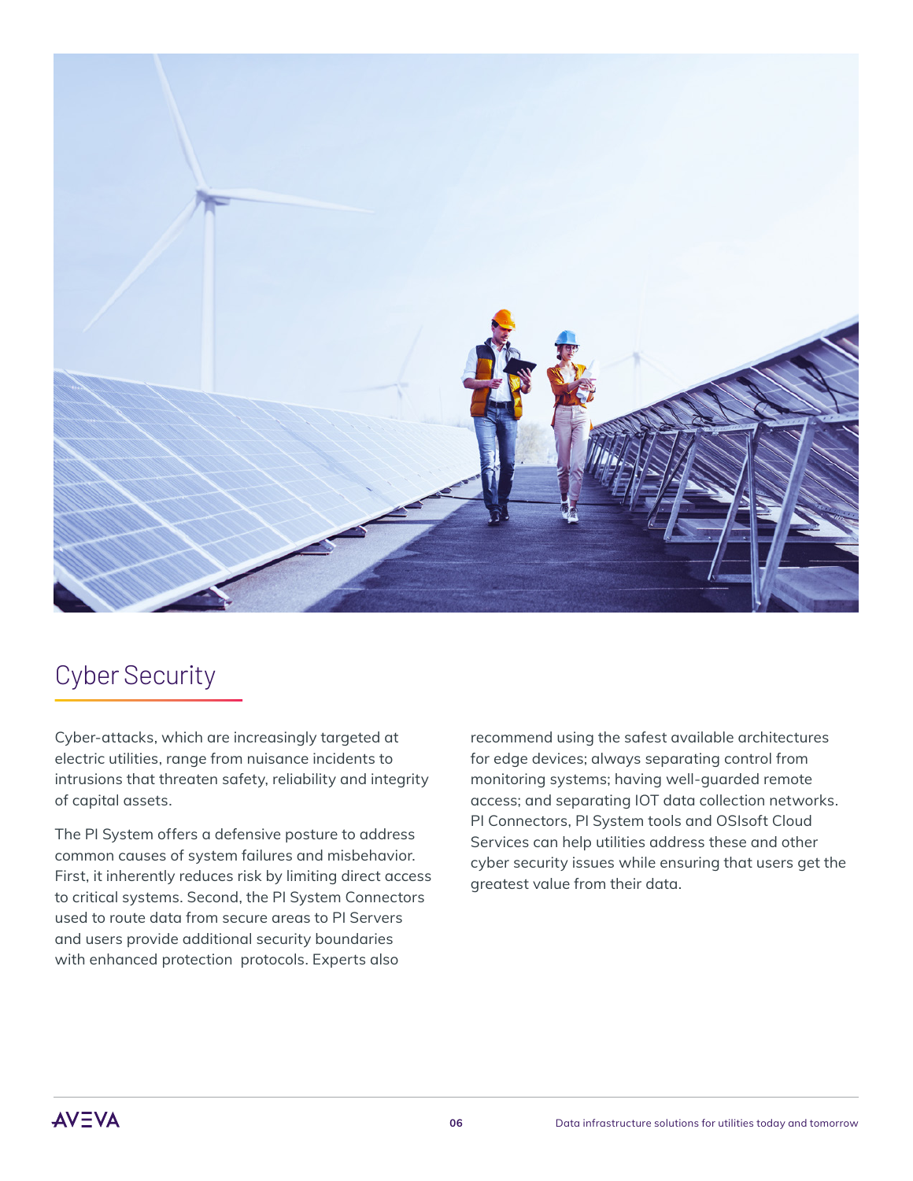## Cyber Security

Cyber-attacks, which are increasingly targeted at electric utilities, range from nuisance incidents to intrusions that threaten safety, reliability and integrity of capital assets.

The PI System offers a defensive posture to address common causes of system failures and misbehavior. First, it inherently reduces risk by limiting direct access to critical systems. Second, the PI System Connectors used to route data from secure areas to PI Servers and users provide additional security boundaries with enhanced protection protocols. Experts also recommend using the safest available architectures for edge devices; always separating control from monitoring systems; having well-guarded remote access; and separating IOT data collection networks. PI Connectors, PI System tools and OSIsoft Cloud Services can help utilities address these and other cyber security issues while ensuring that users get the greatest value from their data.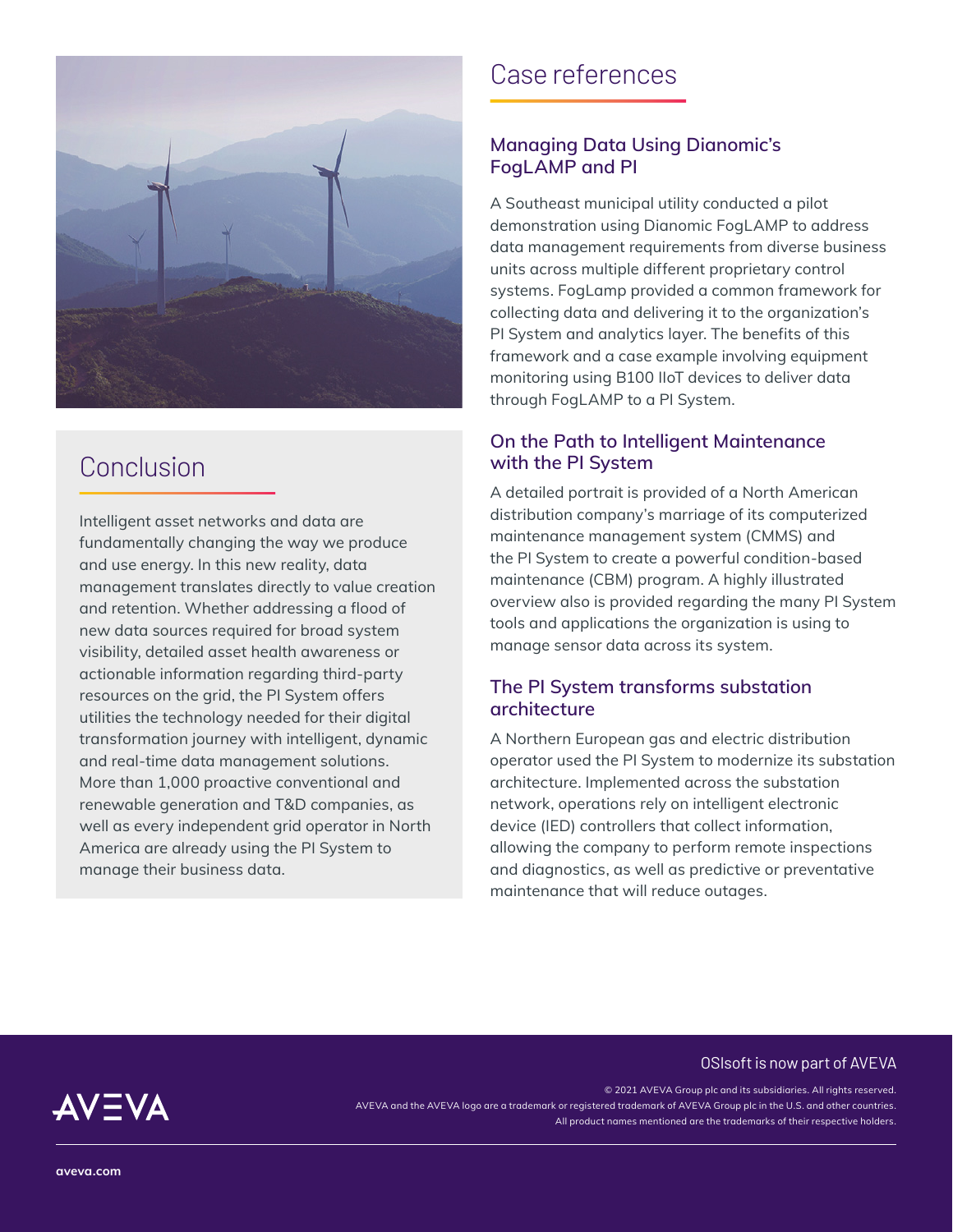## Conclusion

Intelligent asset networks and data are fundamentally changing the way we produce and use energy. In this new reality, data management translates directly to value creation and retention. Whether addressing a flood of new data sources required for broad system visibility, detailed asset health awareness or actionable information regarding third-party resources on the grid, the PI System offers utilities the technology needed for their digital transformation journey with intelligent, dynamic and real-time data management solutions. More than 1,000 proactive conventional and renewable generation and T&D companies, as well as every independent grid operator in North America are already using the PI System to manage their business data.

## Case references

### Managing Data Using Dianomic's FogLAMP and PI

A Southeast municipal utility conducted a pilot demonstration using Dianomic FogLAMP to address data management requirements from diverse business units across multiple different proprietary control systems. FogLamp provided a common framework for collecting data and delivering it to the organization's PI System and analytics layer. The benefits of this framework and a case example involving equipment monitoring using B100 IIoT devices to deliver data through FogLAMP to a PI System.

### On the Path to Intelligent Maintenance with the PI System

A detailed portrait is provided of a North American distribution company's marriage of its computerized maintenance management system (CMMS) and the PI System to create a powerful condition-based maintenance (CBM) program. A highly illustrated overview also is provided regarding the many PI System tools and applications the organization is using to manage sensor data across its system.

### The PI System transforms substation architecture

A Northern European gas and electric distribution operator used the PI System to modernize its substation architecture. Implemented across the substation network, operations rely on intelligent electronic device (IED) controllers that collect information, allowing the company to perform remote inspections and diagnostics, as well as predictive or preventative maintenance that will reduce outages.

OSIsoft is now part of AVEVA

© 2021 AVEVA Group plc and its subsidiaries. All rights reserved.
AVEVA and the AVEVA logo are a trademark or registered trademark of AVEVA Group plc in the U.S. and other countries.
All product names mentioned are the trademarks of their respective holders.

aveva.com